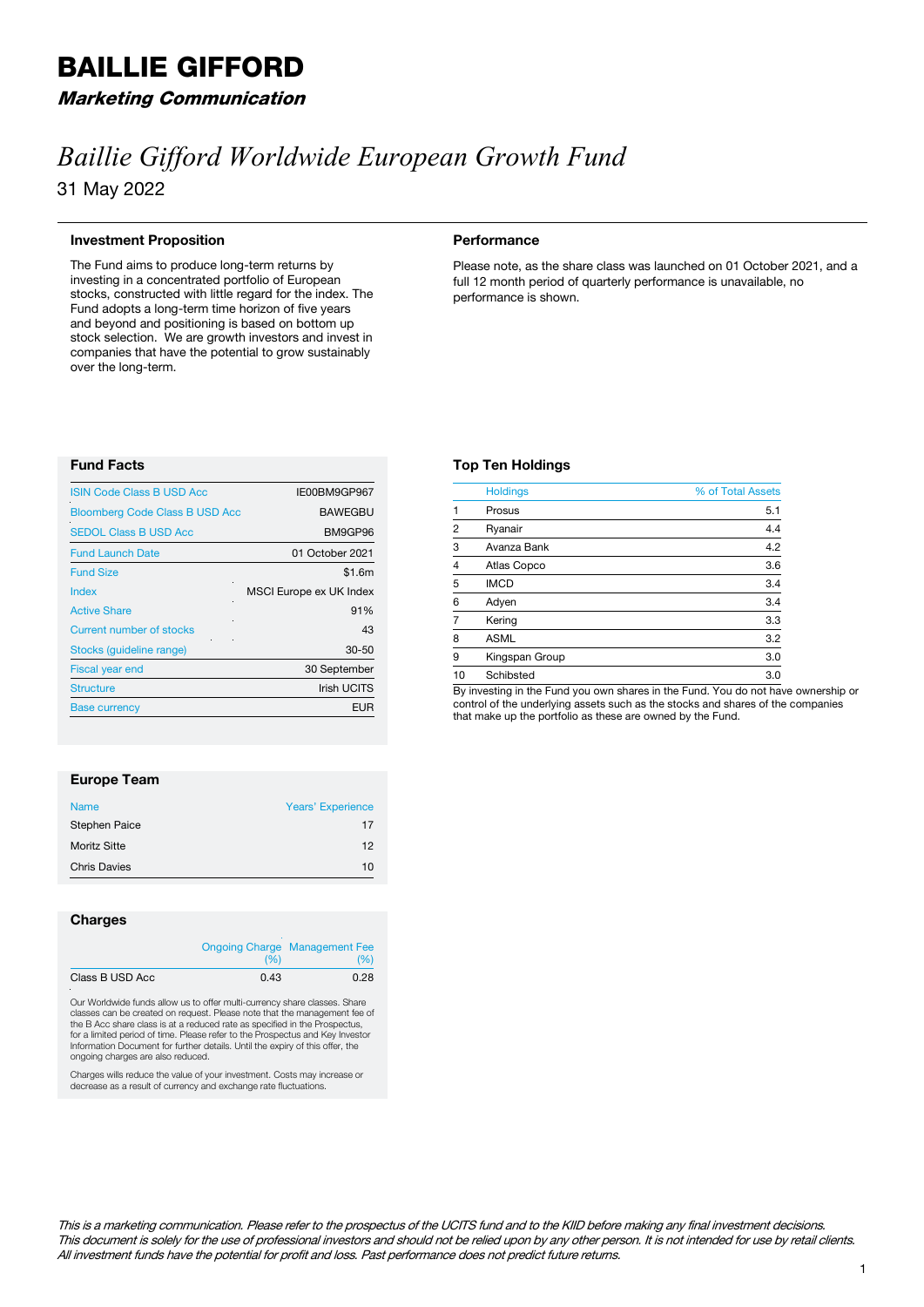# BAILLIE GIFFORD

***Marketing Communication***

# *Baillie Gifford Worldwide European Growth Fund*

31 May 2022

## Investment Proposition

The Fund aims to produce long-term returns by investing in a concentrated portfolio of European stocks, constructed with little regard for the index. The Fund adopts a long-term time horizon of five years and beyond and positioning is based on bottom up stock selection. We are growth investors and invest in companies that have the potential to grow sustainably over the long-term.

## Performance

Please note, as the share class was launched on 01 October 2021, and a full 12 month period of quarterly performance is unavailable, no performance is shown.

## Fund Facts

| | |
|---|---|
| ISIN Code Class B USD Acc | IE00BM9GP967 |
| Bloomberg Code Class B USD Acc | BAWEGBU |
| SEDOL Class B USD Acc | BM9GP96 |
| Fund Launch Date | 01 October 2021 |
| Fund Size | $1.6m |
| Index | MSCI Europe ex UK Index |
| Active Share | 91% |
| Current number of stocks | 43 |
| Stocks (guideline range) | 30-50 |
| Fiscal year end | 30 September |
| Structure | Irish UCITS |
| Base currency | EUR |

## Top Ten Holdings

| | Holdings | % of Total Assets |
|---|---|---|
| 1 | Prosus | 5.1 |
| 2 | Ryanair | 4.4 |
| 3 | Avanza Bank | 4.2 |
| 4 | Atlas Copco | 3.6 |
| 5 | IMCD | 3.4 |
| 6 | Adyen | 3.4 |
| 7 | Kering | 3.3 |
| 8 | ASML | 3.2 |
| 9 | Kingspan Group | 3.0 |
| 10 | Schibsted | 3.0 |

By investing in the Fund you own shares in the Fund. You do not have ownership or control of the underlying assets such as the stocks and shares of the companies that make up the portfolio as these are owned by the Fund.

## Europe Team

| Name | Years' Experience |
|---|---|
| Stephen Paice | 17 |
| Moritz Sitte | 12 |
| Chris Davies | 10 |

## Charges

| | Ongoing Charge (%) | Management Fee (%) |
|---|---|---|
| Class B USD Acc | 0.43 | 0.28 |

Our Worldwide funds allow us to offer multi-currency share classes. Share classes can be created on request. Please note that the management fee of the B Acc share class is at a reduced rate as specified in the Prospectus, for a limited period of time. Please refer to the Prospectus and Key Investor Information Document for further details. Until the expiry of this offer, the ongoing charges are also reduced.

Charges wills reduce the value of your investment. Costs may increase or decrease as a result of currency and exchange rate fluctuations.

*This is a marketing communication. Please refer to the prospectus of the UCITS fund and to the KIID before making any final investment decisions. This document is solely for the use of professional investors and should not be relied upon by any other person. It is not intended for use by retail clients. All investment funds have the potential for profit and loss. Past performance does not predict future returns.*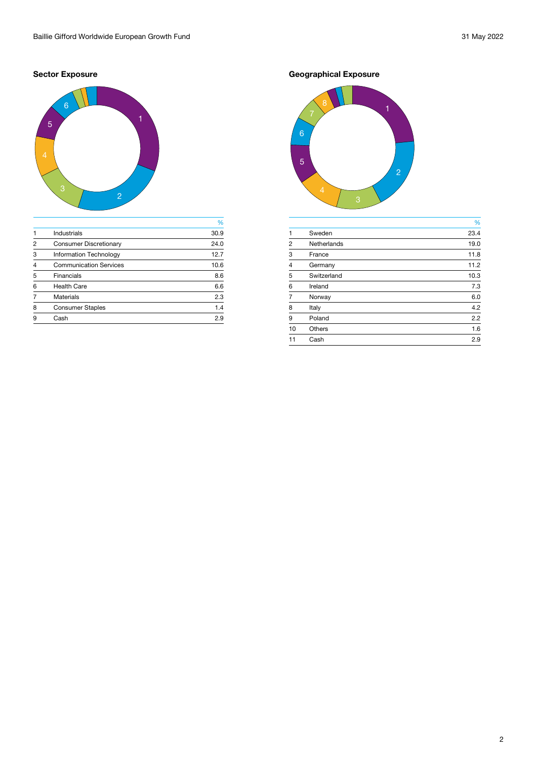## Sector Exposure

| | | % |
|---|---|---|
| 1 | Industrials | 30.9 |
| 2 | Consumer Discretionary | 24.0 |
| 3 | Information Technology | 12.7 |
| 4 | Communication Services | 10.6 |
| 5 | Financials | 8.6 |
| 6 | Health Care | 6.6 |
| 7 | Materials | 2.3 |
| 8 | Consumer Staples | 1.4 |
| 9 | Cash | 2.9 |

## Geographical Exposure

| | | % |
|---|---|---|
| 1 | Sweden | 23.4 |
| 2 | Netherlands | 19.0 |
| 3 | France | 11.8 |
| 4 | Germany | 11.2 |
| 5 | Switzerland | 10.3 |
| 6 | Ireland | 7.3 |
| 7 | Norway | 6.0 |
| 8 | Italy | 4.2 |
| 9 | Poland | 2.2 |
| 10 | Others | 1.6 |
| 11 | Cash | 2.9 |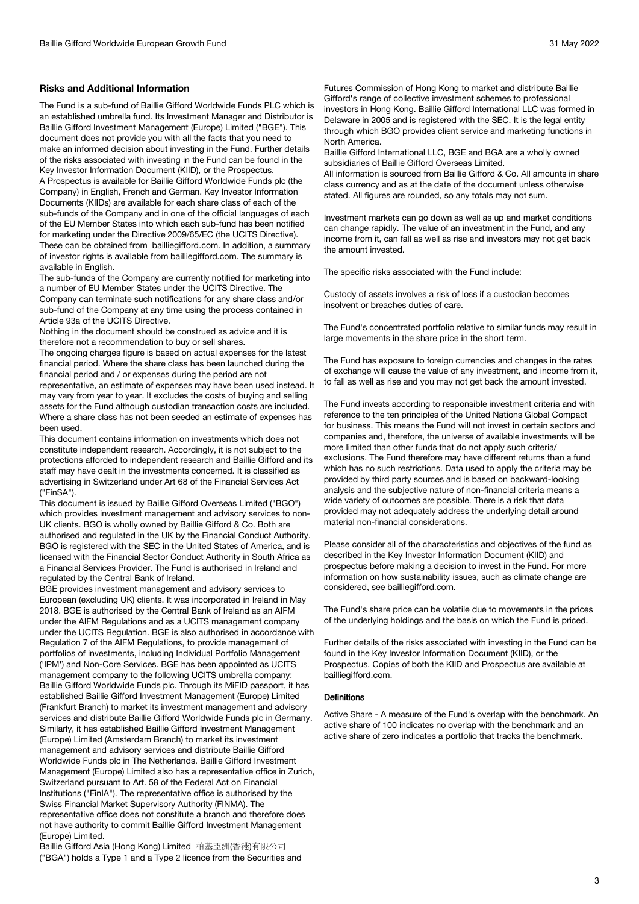## Risks and Additional Information

The Fund is a sub-fund of Baillie Gifford Worldwide Funds PLC which is an established umbrella fund. Its Investment Manager and Distributor is Baillie Gifford Investment Management (Europe) Limited ("BGE"). This document does not provide you with all the facts that you need to make an informed decision about investing in the Fund. Further details of the risks associated with investing in the Fund can be found in the Key Investor Information Document (KIID), or the Prospectus.

A Prospectus is available for Baillie Gifford Worldwide Funds plc (the Company) in English, French and German. Key Investor Information Documents (KIIDs) are available for each share class of each of the sub-funds of the Company and in one of the official languages of each of the EU Member States into which each sub-fund has been notified for marketing under the Directive 2009/65/EC (the UCITS Directive). These can be obtained from bailliegifford.com. In addition, a summary of investor rights is available from bailliegifford.com. The summary is available in English.

The sub-funds of the Company are currently notified for marketing into a number of EU Member States under the UCITS Directive. The Company can terminate such notifications for any share class and/or sub-fund of the Company at any time using the process contained in Article 93a of the UCITS Directive.

Nothing in the document should be construed as advice and it is therefore not a recommendation to buy or sell shares.

The ongoing charges figure is based on actual expenses for the latest financial period. Where the share class has been launched during the financial period and / or expenses during the period are not representative, an estimate of expenses may have been used instead. It may vary from year to year. It excludes the costs of buying and selling assets for the Fund although custodian transaction costs are included. Where a share class has not been seeded an estimate of expenses has been used.

This document contains information on investments which does not constitute independent research. Accordingly, it is not subject to the protections afforded to independent research and Baillie Gifford and its staff may have dealt in the investments concerned. It is classified as advertising in Switzerland under Art 68 of the Financial Services Act ("FinSA").

This document is issued by Baillie Gifford Overseas Limited ("BGO") which provides investment management and advisory services to non-UK clients. BGO is wholly owned by Baillie Gifford & Co. Both are authorised and regulated in the UK by the Financial Conduct Authority. BGO is registered with the SEC in the United States of America, and is licensed with the Financial Sector Conduct Authority in South Africa as a Financial Services Provider. The Fund is authorised in Ireland and regulated by the Central Bank of Ireland.

BGE provides investment management and advisory services to European (excluding UK) clients. It was incorporated in Ireland in May 2018. BGE is authorised by the Central Bank of Ireland as an AIFM under the AIFM Regulations and as a UCITS management company under the UCITS Regulation. BGE is also authorised in accordance with Regulation 7 of the AIFM Regulations, to provide management of portfolios of investments, including Individual Portfolio Management ('IPM') and Non-Core Services. BGE has been appointed as UCITS management company to the following UCITS umbrella company; Baillie Gifford Worldwide Funds plc. Through its MiFID passport, it has established Baillie Gifford Investment Management (Europe) Limited (Frankfurt Branch) to market its investment management and advisory services and distribute Baillie Gifford Worldwide Funds plc in Germany. Similarly, it has established Baillie Gifford Investment Management (Europe) Limited (Amsterdam Branch) to market its investment management and advisory services and distribute Baillie Gifford Worldwide Funds plc in The Netherlands. Baillie Gifford Investment Management (Europe) Limited also has a representative office in Zurich, Switzerland pursuant to Art. 58 of the Federal Act on Financial Institutions ("FinIA"). The representative office is authorised by the Swiss Financial Market Supervisory Authority (FINMA). The representative office does not constitute a branch and therefore does not have authority to commit Baillie Gifford Investment Management (Europe) Limited.

Baillie Gifford Asia (Hong Kong) Limited 柏基亞洲(香港)有限公司 ("BGA") holds a Type 1 and a Type 2 licence from the Securities and Futures Commission of Hong Kong to market and distribute Baillie Gifford's range of collective investment schemes to professional investors in Hong Kong. Baillie Gifford International LLC was formed in Delaware in 2005 and is registered with the SEC. It is the legal entity through which BGO provides client service and marketing functions in North America.

Baillie Gifford International LLC, BGE and BGA are a wholly owned subsidiaries of Baillie Gifford Overseas Limited.

All information is sourced from Baillie Gifford & Co. All amounts in share class currency and as at the date of the document unless otherwise stated. All figures are rounded, so any totals may not sum.

Investment markets can go down as well as up and market conditions can change rapidly. The value of an investment in the Fund, and any income from it, can fall as well as rise and investors may not get back the amount invested.

The specific risks associated with the Fund include:

Custody of assets involves a risk of loss if a custodian becomes insolvent or breaches duties of care.

The Fund's concentrated portfolio relative to similar funds may result in large movements in the share price in the short term.

The Fund has exposure to foreign currencies and changes in the rates of exchange will cause the value of any investment, and income from it, to fall as well as rise and you may not get back the amount invested.

The Fund invests according to responsible investment criteria and with reference to the ten principles of the United Nations Global Compact for business. This means the Fund will not invest in certain sectors and companies and, therefore, the universe of available investments will be more limited than other funds that do not apply such criteria/ exclusions. The Fund therefore may have different returns than a fund which has no such restrictions. Data used to apply the criteria may be provided by third party sources and is based on backward-looking analysis and the subjective nature of non-financial criteria means a wide variety of outcomes are possible. There is a risk that data provided may not adequately address the underlying detail around material non-financial considerations.

Please consider all of the characteristics and objectives of the fund as described in the Key Investor Information Document (KIID) and prospectus before making a decision to invest in the Fund. For more information on how sustainability issues, such as climate change are considered, see bailliegifford.com.

The Fund's share price can be volatile due to movements in the prices of the underlying holdings and the basis on which the Fund is priced.

Further details of the risks associated with investing in the Fund can be found in the Key Investor Information Document (KIID), or the Prospectus. Copies of both the KIID and Prospectus are available at bailliegifford.com.

### Definitions

Active Share - A measure of the Fund's overlap with the benchmark. An active share of 100 indicates no overlap with the benchmark and an active share of zero indicates a portfolio that tracks the benchmark.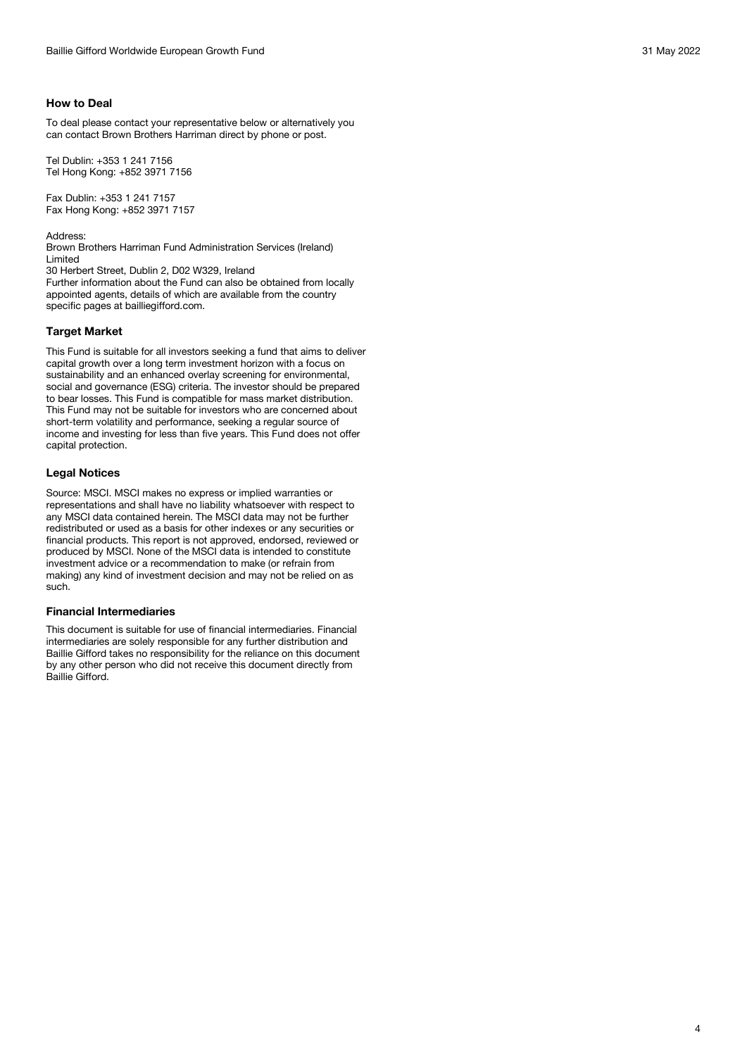## How to Deal

To deal please contact your representative below or alternatively you can contact Brown Brothers Harriman direct by phone or post.

Tel Dublin: +353 1 241 7156
Tel Hong Kong: +852 3971 7156

Fax Dublin: +353 1 241 7157
Fax Hong Kong: +852 3971 7157

Address:
Brown Brothers Harriman Fund Administration Services (Ireland) Limited
30 Herbert Street, Dublin 2, D02 W329, Ireland
Further information about the Fund can also be obtained from locally appointed agents, details of which are available from the country specific pages at bailliegifford.com.

## Target Market

This Fund is suitable for all investors seeking a fund that aims to deliver capital growth over a long term investment horizon with a focus on sustainability and an enhanced overlay screening for environmental, social and governance (ESG) criteria. The investor should be prepared to bear losses. This Fund is compatible for mass market distribution. This Fund may not be suitable for investors who are concerned about short-term volatility and performance, seeking a regular source of income and investing for less than five years. This Fund does not offer capital protection.

## Legal Notices

Source: MSCI. MSCI makes no express or implied warranties or representations and shall have no liability whatsoever with respect to any MSCI data contained herein. The MSCI data may not be further redistributed or used as a basis for other indexes or any securities or financial products. This report is not approved, endorsed, reviewed or produced by MSCI. None of the MSCI data is intended to constitute investment advice or a recommendation to make (or refrain from making) any kind of investment decision and may not be relied on as such.

## Financial Intermediaries

This document is suitable for use of financial intermediaries. Financial intermediaries are solely responsible for any further distribution and Baillie Gifford takes no responsibility for the reliance on this document by any other person who did not receive this document directly from Baillie Gifford.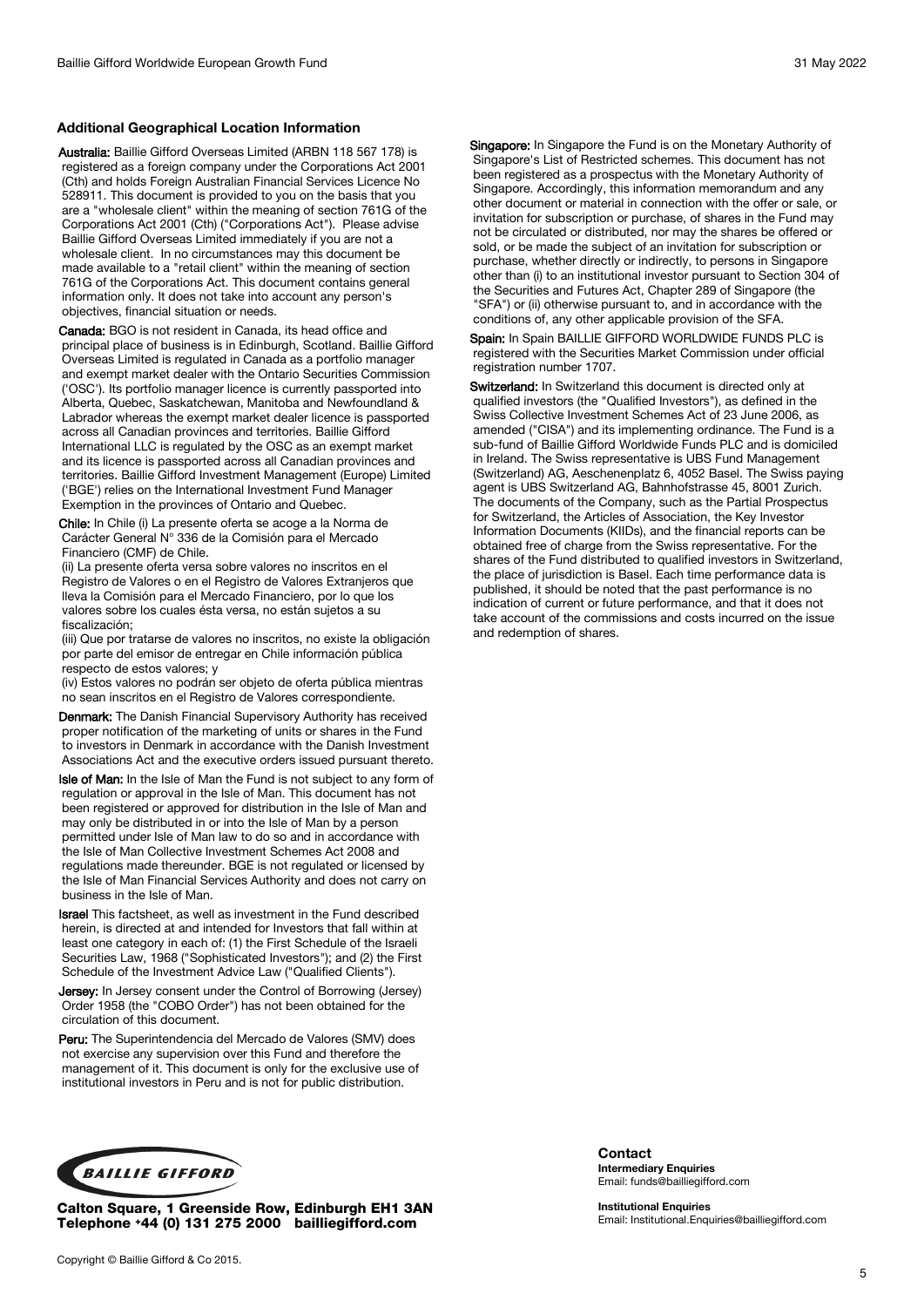### Additional Geographical Location Information

**Australia:** Baillie Gifford Overseas Limited (ARBN 118 567 178) is registered as a foreign company under the Corporations Act 2001 (Cth) and holds Foreign Australian Financial Services Licence No 528911. This document is provided to you on the basis that you are a "wholesale client" within the meaning of section 761G of the Corporations Act 2001 (Cth) ("Corporations Act"). Please advise Baillie Gifford Overseas Limited immediately if you are not a wholesale client. In no circumstances may this document be made available to a "retail client" within the meaning of section 761G of the Corporations Act. This document contains general information only. It does not take into account any person's objectives, financial situation or needs.

**Canada:** BGO is not resident in Canada, its head office and principal place of business is in Edinburgh, Scotland. Baillie Gifford Overseas Limited is regulated in Canada as a portfolio manager and exempt market dealer with the Ontario Securities Commission ('OSC'). Its portfolio manager licence is currently passported into Alberta, Quebec, Saskatchewan, Manitoba and Newfoundland & Labrador whereas the exempt market dealer licence is passported across all Canadian provinces and territories. Baillie Gifford International LLC is regulated by the OSC as an exempt market and its licence is passported across all Canadian provinces and territories. Baillie Gifford Investment Management (Europe) Limited ('BGE') relies on the International Investment Fund Manager Exemption in the provinces of Ontario and Quebec.

**Chile:** In Chile (i) La presente oferta se acoge a la Norma de Carácter General N° 336 de la Comisión para el Mercado Financiero (CMF) de Chile.
(ii) La presente oferta versa sobre valores no inscritos en el Registro de Valores o en el Registro de Valores Extranjeros que lleva la Comisión para el Mercado Financiero, por lo que los valores sobre los cuales ésta versa, no están sujetos a su fiscalización;
(iii) Que por tratarse de valores no inscritos, no existe la obligación por parte del emisor de entregar en Chile información pública respecto de estos valores; y
(iv) Estos valores no podrán ser objeto de oferta pública mientras no sean inscritos en el Registro de Valores correspondiente.

**Denmark:** The Danish Financial Supervisory Authority has received proper notification of the marketing of units or shares in the Fund to investors in Denmark in accordance with the Danish Investment Associations Act and the executive orders issued pursuant thereto.

**Isle of Man:** In the Isle of Man the Fund is not subject to any form of regulation or approval in the Isle of Man. This document has not been registered or approved for distribution in the Isle of Man and may only be distributed in or into the Isle of Man by a person permitted under Isle of Man law to do so and in accordance with the Isle of Man Collective Investment Schemes Act 2008 and regulations made thereunder. BGE is not regulated or licensed by the Isle of Man Financial Services Authority and does not carry on business in the Isle of Man.

**Israel** This factsheet, as well as investment in the Fund described herein, is directed at and intended for Investors that fall within at least one category in each of: (1) the First Schedule of the Israeli Securities Law, 1968 ("Sophisticated Investors"); and (2) the First Schedule of the Investment Advice Law ("Qualified Clients").

**Jersey:** In Jersey consent under the Control of Borrowing (Jersey) Order 1958 (the "COBO Order") has not been obtained for the circulation of this document.

**Peru:** The Superintendencia del Mercado de Valores (SMV) does not exercise any supervision over this Fund and therefore the management of it. This document is only for the exclusive use of institutional investors in Peru and is not for public distribution.

**Singapore:** In Singapore the Fund is on the Monetary Authority of Singapore's List of Restricted schemes. This document has not been registered as a prospectus with the Monetary Authority of Singapore. Accordingly, this information memorandum and any other document or material in connection with the offer or sale, or invitation for subscription or purchase, of shares in the Fund may not be circulated or distributed, nor may the shares be offered or sold, or be made the subject of an invitation for subscription or purchase, whether directly or indirectly, to persons in Singapore other than (i) to an institutional investor pursuant to Section 304 of the Securities and Futures Act, Chapter 289 of Singapore (the "SFA") or (ii) otherwise pursuant to, and in accordance with the conditions of, any other applicable provision of the SFA.

**Spain:** In Spain BAILLIE GIFFORD WORLDWIDE FUNDS PLC is registered with the Securities Market Commission under official registration number 1707.

**Switzerland:** In Switzerland this document is directed only at qualified investors (the "Qualified Investors"), as defined in the Swiss Collective Investment Schemes Act of 23 June 2006, as amended ("CISA") and its implementing ordinance. The Fund is a sub-fund of Baillie Gifford Worldwide Funds PLC and is domiciled in Ireland. The Swiss representative is UBS Fund Management (Switzerland) AG, Aeschenenplatz 6, 4052 Basel. The Swiss paying agent is UBS Switzerland AG, Bahnhofstrasse 45, 8001 Zurich. The documents of the Company, such as the Partial Prospectus for Switzerland, the Articles of Association, the Key Investor Information Documents (KIIDs), and the financial reports can be obtained free of charge from the Swiss representative. For the shares of the Fund distributed to qualified investors in Switzerland, the place of jurisdiction is Basel. Each time performance data is published, it should be noted that the past performance is no indication of current or future performance, and that it does not take account of the commissions and costs incurred on the issue and redemption of shares.

BAILLIE GIFFORD

**Calton Square, 1 Greenside Row, Edinburgh EH1 3AN**
**Telephone +44 (0) 131 275 2000 bailliegifford.com**

**Contact**
**Intermediary Enquiries**
Email: funds@bailliegifford.com

**Institutional Enquiries**
Email: Institutional.Enquiries@bailliegifford.com

Copyright © Baillie Gifford & Co 2015.